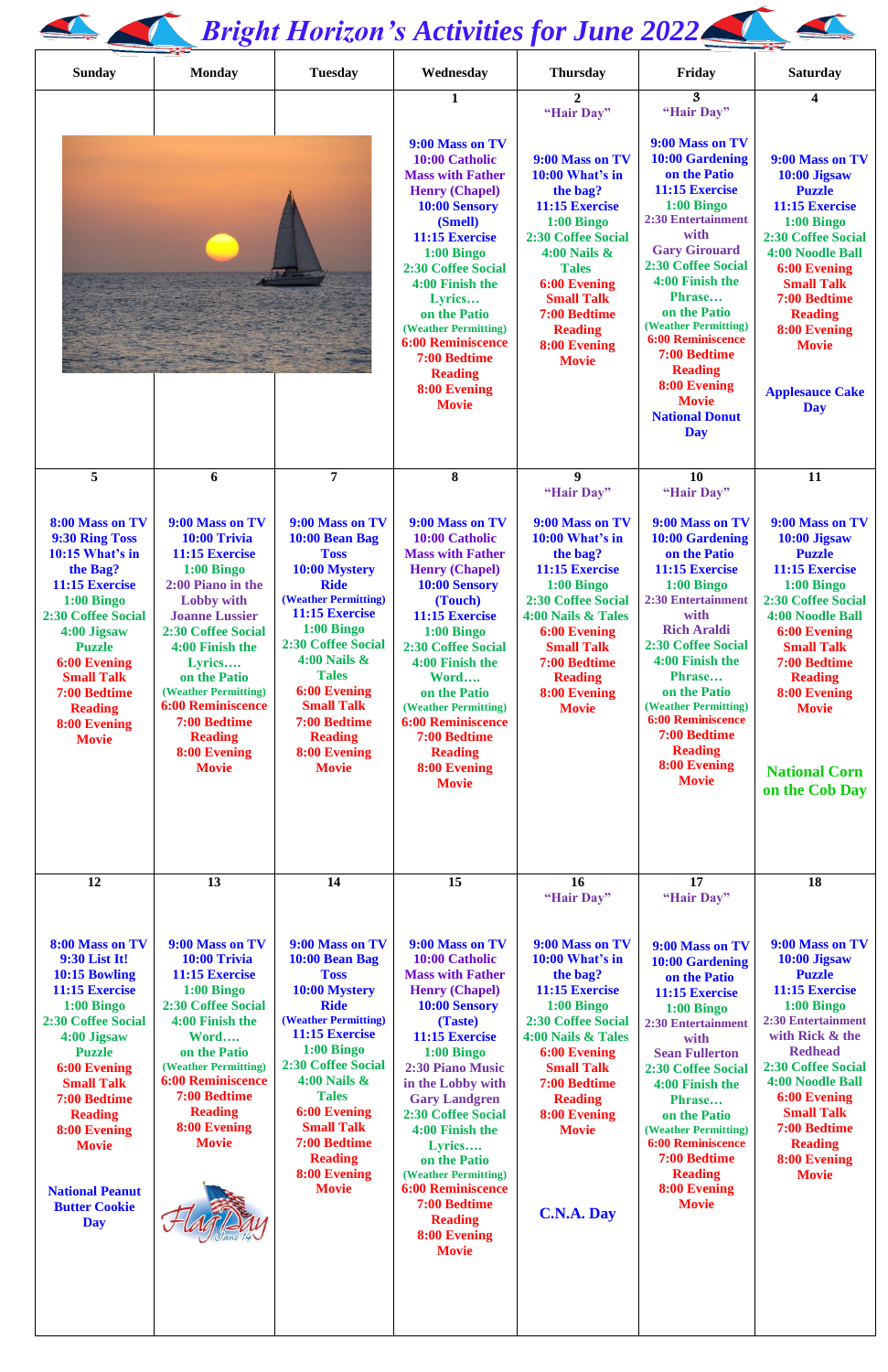# Bright Horizon's Activities for June 2022

| Sunday | Monday | Tuesday | Wednesday | Thursday | Friday | Saturday |
|---|---|---|---|---|---|---|
| | | | **1**<br>9:00 Mass on TV<br>10:00 Catholic Mass with Father Henry (Chapel)<br>10:00 Sensory (Smell)<br>11:15 Exercise<br>1:00 Bingo<br>2:30 Coffee Social<br>4:00 Finish the Lyrics… on the Patio (Weather Permitting)<br>6:00 Reminiscence<br>7:00 Bedtime Reading<br>8:00 Evening Movie | **2**<br>"Hair Day"<br>9:00 Mass on TV<br>10:00 What's in the bag?<br>11:15 Exercise<br>1:00 Bingo<br>2:30 Coffee Social<br>4:00 Nails & Tales<br>6:00 Evening Small Talk<br>7:00 Bedtime Reading<br>8:00 Evening Movie | **3**<br>"Hair Day"<br>9:00 Mass on TV<br>10:00 Gardening on the Patio<br>11:15 Exercise<br>1:00 Bingo<br>2:30 Entertainment with Gary Girouard<br>2:30 Coffee Social<br>4:00 Finish the Phrase… on the Patio (Weather Permitting)<br>6:00 Reminiscence<br>7:00 Bedtime Reading<br>8:00 Evening Movie<br>National Donut Day | **4**<br>9:00 Mass on TV<br>10:00 Jigsaw Puzzle<br>11:15 Exercise<br>1:00 Bingo<br>2:30 Coffee Social<br>4:00 Noodle Ball<br>6:00 Evening Small Talk<br>7:00 Bedtime Reading<br>8:00 Evening Movie<br>Applesauce Cake Day |
| **5**<br>8:00 Mass on TV<br>9:30 Ring Toss<br>10:15 What's in the Bag?<br>11:15 Exercise<br>1:00 Bingo<br>2:30 Coffee Social<br>4:00 Jigsaw Puzzle<br>6:00 Evening Small Talk<br>7:00 Bedtime Reading<br>8:00 Evening Movie | **6**<br>9:00 Mass on TV<br>10:00 Trivia<br>11:15 Exercise<br>1:00 Bingo<br>2:00 Piano in the Lobby with Joanne Lussier<br>2:30 Coffee Social<br>4:00 Finish the Lyrics…. on the Patio (Weather Permitting)<br>6:00 Reminiscence<br>7:00 Bedtime Reading<br>8:00 Evening Movie | **7**<br>9:00 Mass on TV<br>10:00 Bean Bag Toss<br>10:00 Mystery Ride (Weather Permitting)<br>11:15 Exercise<br>1:00 Bingo<br>2:30 Coffee Social<br>4:00 Nails & Tales<br>6:00 Evening Small Talk<br>7:00 Bedtime Reading<br>8:00 Evening Movie | **8**<br>9:00 Mass on TV<br>10:00 Catholic Mass with Father Henry (Chapel)<br>10:00 Sensory (Touch)<br>11:15 Exercise<br>1:00 Bingo<br>2:30 Coffee Social<br>4:00 Finish the Word…. on the Patio (Weather Permitting)<br>6:00 Reminiscence<br>7:00 Bedtime Reading<br>8:00 Evening Movie | **9**<br>"Hair Day"<br>9:00 Mass on TV<br>10:00 What's in the bag?<br>11:15 Exercise<br>1:00 Bingo<br>2:30 Coffee Social<br>4:00 Nails & Tales<br>6:00 Evening Small Talk<br>7:00 Bedtime Reading<br>8:00 Evening Movie | **10**<br>"Hair Day"<br>9:00 Mass on TV<br>10:00 Gardening on the Patio<br>11:15 Exercise<br>1:00 Bingo<br>2:30 Entertainment with Rich Araldi<br>2:30 Coffee Social<br>4:00 Finish the Phrase… on the Patio (Weather Permitting)<br>6:00 Reminiscence<br>7:00 Bedtime Reading<br>8:00 Evening Movie | **11**<br>9:00 Mass on TV<br>10:00 Jigsaw Puzzle<br>11:15 Exercise<br>1:00 Bingo<br>2:30 Coffee Social<br>4:00 Noodle Ball<br>6:00 Evening Small Talk<br>7:00 Bedtime Reading<br>8:00 Evening Movie<br>National Corn on the Cob Day |
| **12**<br>8:00 Mass on TV<br>9:30 List It!<br>10:15 Bowling<br>11:15 Exercise<br>1:00 Bingo<br>2:30 Coffee Social<br>4:00 Jigsaw Puzzle<br>6:00 Evening Small Talk<br>7:00 Bedtime Reading<br>8:00 Evening Movie<br>National Peanut Butter Cookie Day | **13**<br>9:00 Mass on TV<br>10:00 Trivia<br>11:15 Exercise<br>1:00 Bingo<br>2:30 Coffee Social<br>4:00 Finish the Word…. on the Patio (Weather Permitting)<br>6:00 Reminiscence<br>7:00 Bedtime Reading<br>8:00 Evening Movie<br>Flag Day June 14 | **14**<br>9:00 Mass on TV<br>10:00 Bean Bag Toss<br>10:00 Mystery Ride (Weather Permitting)<br>11:15 Exercise<br>1:00 Bingo<br>2:30 Coffee Social<br>4:00 Nails & Tales<br>6:00 Evening Small Talk<br>7:00 Bedtime Reading<br>8:00 Evening Movie | **15**<br>9:00 Mass on TV<br>10:00 Catholic Mass with Father Henry (Chapel)<br>10:00 Sensory (Taste)<br>11:15 Exercise<br>1:00 Bingo<br>2:30 Piano Music in the Lobby with Gary Landgren<br>2:30 Coffee Social<br>4:00 Finish the Lyrics…. on the Patio (Weather Permitting)<br>6:00 Reminiscence<br>7:00 Bedtime Reading<br>8:00 Evening Movie | **16**<br>"Hair Day"<br>9:00 Mass on TV<br>10:00 What's in the bag?<br>11:15 Exercise<br>1:00 Bingo<br>2:30 Coffee Social<br>4:00 Nails & Tales<br>6:00 Evening Small Talk<br>7:00 Bedtime Reading<br>8:00 Evening Movie<br>C.N.A. Day | **17**<br>"Hair Day"<br>9:00 Mass on TV<br>10:00 Gardening on the Patio<br>11:15 Exercise<br>1:00 Bingo<br>2:30 Entertainment with Sean Fullerton<br>2:30 Coffee Social<br>4:00 Finish the Phrase… on the Patio (Weather Permitting)<br>6:00 Reminiscence<br>7:00 Bedtime Reading<br>8:00 Evening Movie | **18**<br>9:00 Mass on TV<br>10:00 Jigsaw Puzzle<br>11:15 Exercise<br>1:00 Bingo<br>2:30 Entertainment with Rick & the Redhead<br>2:30 Coffee Social<br>4:00 Noodle Ball<br>6:00 Evening Small Talk<br>7:00 Bedtime Reading<br>8:00 Evening Movie |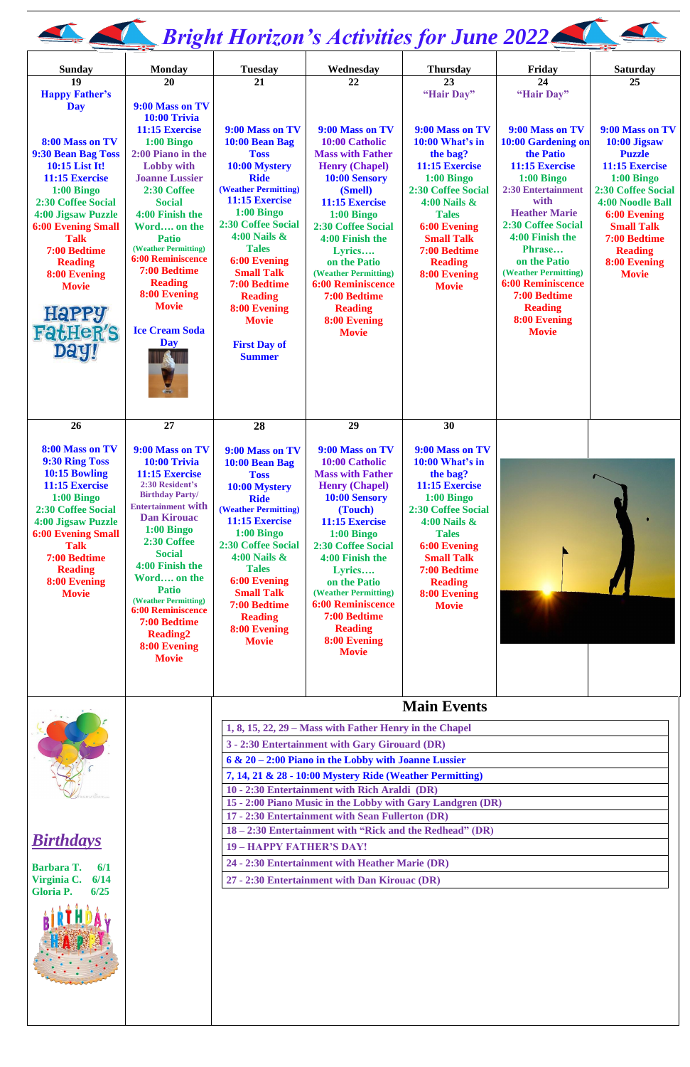# Bright Horizon's Activities for June 2022

| Sunday | Monday | Tuesday | Wednesday | Thursday | Friday | Saturday |
|---|---|---|---|---|---|---|
| 19<br>Happy Father's Day<br><br>8:00 Mass on TV<br>9:30 Bean Bag Toss<br>10:15 List It!<br>11:15 Exercise<br>1:00 Bingo<br>2:30 Coffee Social<br>4:00 Jigsaw Puzzle<br>6:00 Evening Small Talk<br>7:00 Bedtime Reading<br>8:00 Evening Movie<br><br>Happy Father's Day! | 20<br><br>9:00 Mass on TV<br>10:00 Trivia<br>11:15 Exercise<br>1:00 Bingo<br>2:00 Piano in the Lobby with Joanne Lussier<br>2:30 Coffee Social<br>4:00 Finish the Word…. on the Patio<br>(Weather Permitting)<br>6:00 Reminiscence<br>7:00 Bedtime Reading<br>8:00 Evening Movie<br><br>Ice Cream Soda Day | 21<br><br>9:00 Mass on TV<br>10:00 Bean Bag Toss<br>10:00 Mystery Ride<br>(Weather Permitting)<br>11:15 Exercise<br>1:00 Bingo<br>2:30 Coffee Social<br>4:00 Nails & Tales<br>6:00 Evening Small Talk<br>7:00 Bedtime Reading<br>8:00 Evening Movie<br><br>First Day of Summer | 22<br><br>9:00 Mass on TV<br>10:00 Catholic Mass with Father Henry (Chapel)<br>10:00 Sensory (Smell)<br>11:15 Exercise<br>1:00 Bingo<br>2:30 Coffee Social<br>4:00 Finish the Lyrics….<br>on the Patio<br>(Weather Permitting)<br>6:00 Reminiscence<br>7:00 Bedtime Reading<br>8:00 Evening Movie | 23<br>"Hair Day"<br><br>9:00 Mass on TV<br>10:00 What's in the bag?<br>11:15 Exercise<br>1:00 Bingo<br>2:30 Coffee Social<br>4:00 Nails & Tales<br>6:00 Evening Small Talk<br>7:00 Bedtime Reading<br>8:00 Evening Movie | 24<br>"Hair Day"<br><br>9:00 Mass on TV<br>10:00 Gardening on the Patio<br>11:15 Exercise<br>1:00 Bingo<br>2:30 Entertainment with Heather Marie<br>2:30 Coffee Social<br>4:00 Finish the Phrase…<br>on the Patio<br>(Weather Permitting)<br>6:00 Reminiscence<br>7:00 Bedtime Reading<br>8:00 Evening Movie | 25<br><br>9:00 Mass on TV<br>10:00 Jigsaw Puzzle<br>11:15 Exercise<br>1:00 Bingo<br>2:30 Coffee Social<br>4:00 Noodle Ball<br>6:00 Evening Small Talk<br>7:00 Bedtime Reading<br>8:00 Evening Movie |
| 26<br><br>8:00 Mass on TV<br>9:30 Ring Toss<br>10:15 Bowling<br>11:15 Exercise<br>1:00 Bingo<br>2:30 Coffee Social<br>4:00 Jigsaw Puzzle<br>6:00 Evening Small Talk<br>7:00 Bedtime Reading<br>8:00 Evening Movie | 27<br><br>9:00 Mass on TV<br>10:00 Trivia<br>11:15 Exercise<br>2:30 Resident's Birthday Party/ Entertainment with Dan Kirouac<br>1:00 Bingo<br>2:30 Coffee Social<br>4:00 Finish the Word…. on the Patio<br>(Weather Permitting)<br>6:00 Reminiscence<br>7:00 Bedtime Reading2<br>8:00 Evening Movie | 28<br><br>9:00 Mass on TV<br>10:00 Bean Bag Toss<br>10:00 Mystery Ride<br>(Weather Permitting)<br>11:15 Exercise<br>1:00 Bingo<br>2:30 Coffee Social<br>4:00 Nails & Tales<br>6:00 Evening Small Talk<br>7:00 Bedtime Reading<br>8:00 Evening Movie | 29<br><br>9:00 Mass on TV<br>10:00 Catholic Mass with Father Henry (Chapel)<br>10:00 Sensory (Touch)<br>11:15 Exercise<br>1:00 Bingo<br>2:30 Coffee Social<br>4:00 Finish the Lyrics….<br>on the Patio<br>(Weather Permitting)<br>6:00 Reminiscence<br>7:00 Bedtime Reading<br>8:00 Evening Movie | 30<br><br>9:00 Mass on TV<br>10:00 What's in the bag?<br>11:15 Exercise<br>1:00 Bingo<br>2:30 Coffee Social<br>4:00 Nails & Tales<br>6:00 Evening Small Talk<br>7:00 Bedtime Reading<br>8:00 Evening Movie | | |

## Birthdays

Barbara T. 6/1
Virginia C. 6/14
Gloria P. 6/25

## Main Events

| |
|---|
| 1, 8, 15, 22, 29 – Mass with Father Henry in the Chapel |
| 3 - 2:30 Entertainment with Gary Girouard (DR) |
| 6 & 20 – 2:00 Piano in the Lobby with Joanne Lussier |
| 7, 14, 21 & 28 - 10:00 Mystery Ride (Weather Permitting) |
| 10 - 2:30 Entertainment with Rich Araldi (DR) |
| 15 - 2:00 Piano Music in the Lobby with Gary Landgren (DR) |
| 17 - 2:30 Entertainment with Sean Fullerton (DR) |
| 18 – 2:30 Entertainment with "Rick and the Redhead" (DR) |
| 19 – HAPPY FATHER'S DAY! |
| 24 - 2:30 Entertainment with Heather Marie (DR) |
| 27 - 2:30 Entertainment with Dan Kirouac (DR) |